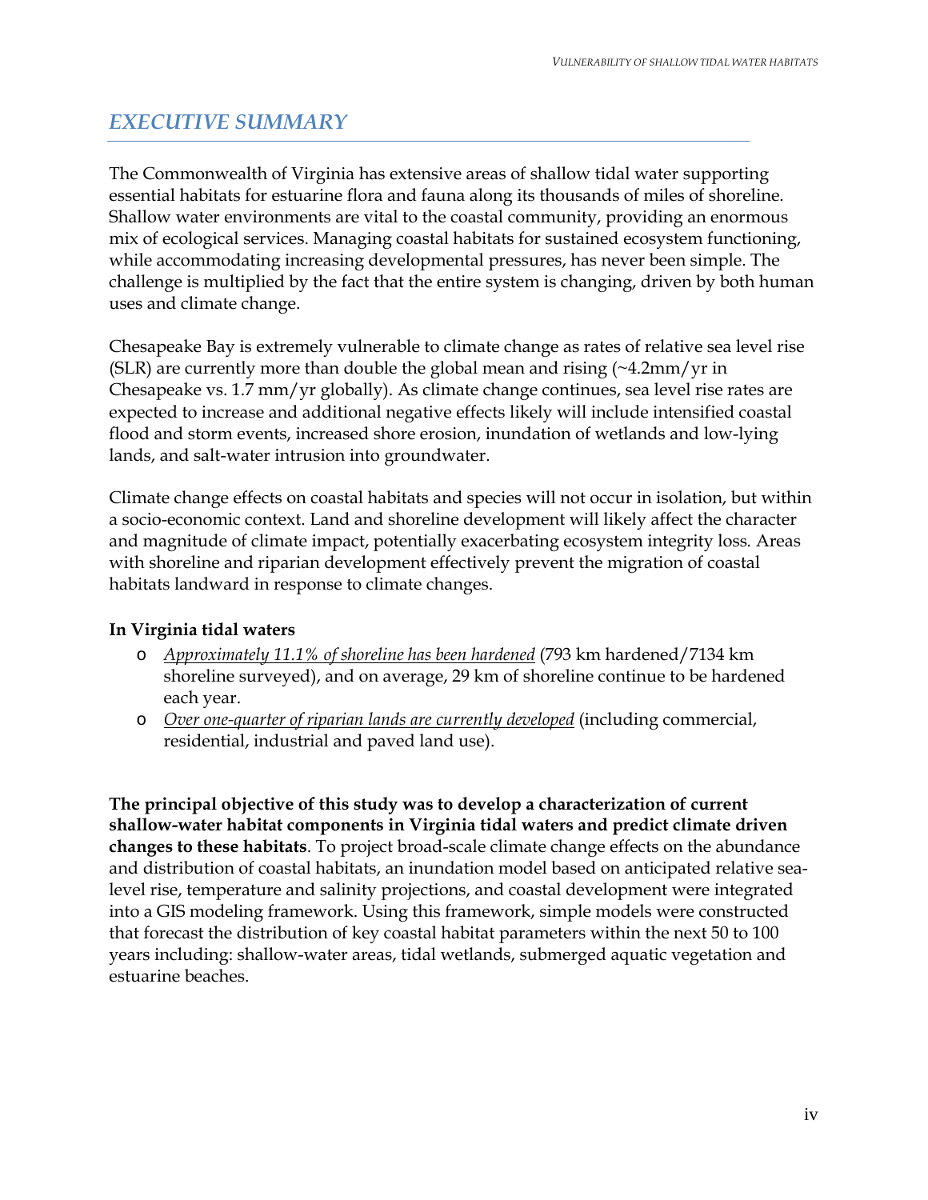## *EXECUTIVE SUMMARY*

The Commonwealth of Virginia has extensive areas of shallow tidal water supporting essential habitats for estuarine flora and fauna along its thousands of miles of shoreline. Shallow water environments are vital to the coastal community, providing an enormous mix of ecological services. Managing coastal habitats for sustained ecosystem functioning, while accommodating increasing developmental pressures, has never been simple. The challenge is multiplied by the fact that the entire system is changing, driven by both human uses and climate change.

Chesapeake Bay is extremely vulnerable to climate change as rates of relative sea level rise (SLR) are currently more than double the global mean and rising (~4.2mm/yr in Chesapeake vs. 1.7 mm/yr globally). As climate change continues, sea level rise rates are expected to increase and additional negative effects likely will include intensified coastal flood and storm events, increased shore erosion, inundation of wetlands and low-lying lands, and salt-water intrusion into groundwater.

Climate change effects on coastal habitats and species will not occur in isolation, but within a socio-economic context. Land and shoreline development will likely affect the character and magnitude of climate impact, potentially exacerbating ecosystem integrity loss. Areas with shoreline and riparian development effectively prevent the migration of coastal habitats landward in response to climate changes.

**In Virginia tidal waters**

- *Approximately 11.1% of shoreline has been hardened* (793 km hardened/7134 km shoreline surveyed), and on average, 29 km of shoreline continue to be hardened each year.
- *Over one-quarter of riparian lands are currently developed* (including commercial, residential, industrial and paved land use).

**The principal objective of this study was to develop a characterization of current shallow-water habitat components in Virginia tidal waters and predict climate driven changes to these habitats**. To project broad-scale climate change effects on the abundance and distribution of coastal habitats, an inundation model based on anticipated relative sea-level rise, temperature and salinity projections, and coastal development were integrated into a GIS modeling framework. Using this framework, simple models were constructed that forecast the distribution of key coastal habitat parameters within the next 50 to 100 years including: shallow-water areas, tidal wetlands, submerged aquatic vegetation and estuarine beaches.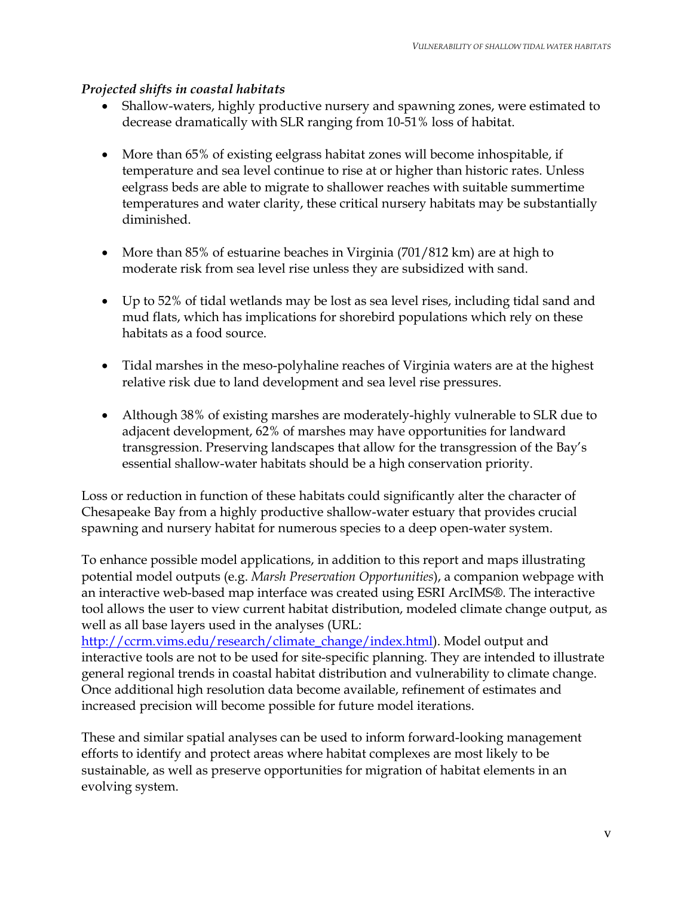*Projected shifts in coastal habitats*

- Shallow-waters, highly productive nursery and spawning zones, were estimated to decrease dramatically with SLR ranging from 10-51% loss of habitat.

- More than 65% of existing eelgrass habitat zones will become inhospitable, if temperature and sea level continue to rise at or higher than historic rates. Unless eelgrass beds are able to migrate to shallower reaches with suitable summertime temperatures and water clarity, these critical nursery habitats may be substantially diminished.

- More than 85% of estuarine beaches in Virginia (701/812 km) are at high to moderate risk from sea level rise unless they are subsidized with sand.

- Up to 52% of tidal wetlands may be lost as sea level rises, including tidal sand and mud flats, which has implications for shorebird populations which rely on these habitats as a food source.

- Tidal marshes in the meso-polyhaline reaches of Virginia waters are at the highest relative risk due to land development and sea level rise pressures.

- Although 38% of existing marshes are moderately-highly vulnerable to SLR due to adjacent development, 62% of marshes may have opportunities for landward transgression. Preserving landscapes that allow for the transgression of the Bay's essential shallow-water habitats should be a high conservation priority.

Loss or reduction in function of these habitats could significantly alter the character of Chesapeake Bay from a highly productive shallow-water estuary that provides crucial spawning and nursery habitat for numerous species to a deep open-water system.

To enhance possible model applications, in addition to this report and maps illustrating potential model outputs (e.g. *Marsh Preservation Opportunities*), a companion webpage with an interactive web-based map interface was created using ESRI ArcIMS®. The interactive tool allows the user to view current habitat distribution, modeled climate change output, as well as all base layers used in the analyses (URL: http://ccrm.vims.edu/research/climate_change/index.html). Model output and interactive tools are not to be used for site-specific planning. They are intended to illustrate general regional trends in coastal habitat distribution and vulnerability to climate change. Once additional high resolution data become available, refinement of estimates and increased precision will become possible for future model iterations.

These and similar spatial analyses can be used to inform forward-looking management efforts to identify and protect areas where habitat complexes are most likely to be sustainable, as well as preserve opportunities for migration of habitat elements in an evolving system.